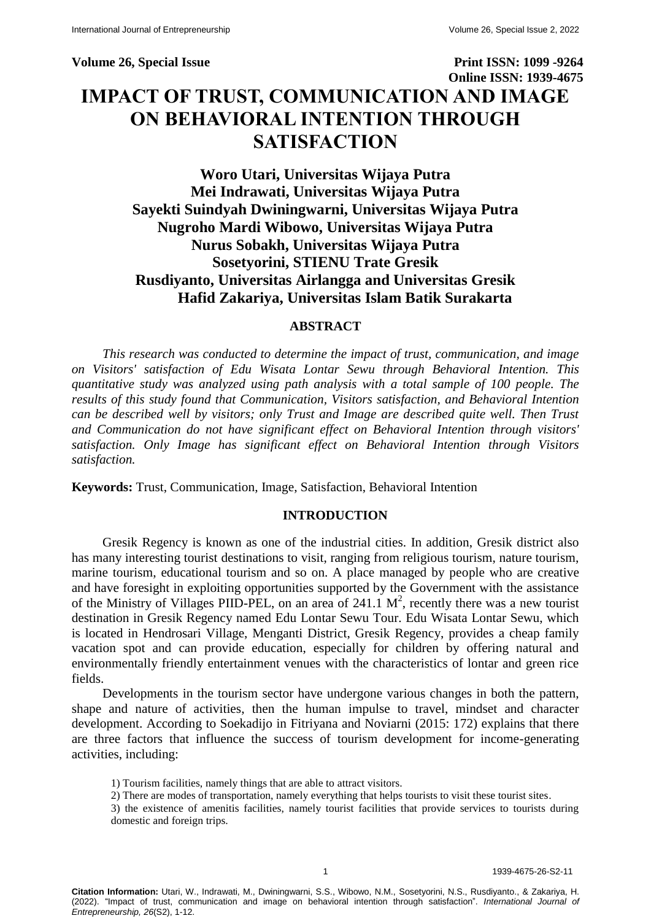Volume 26, Special Issue

Print ISSN: 1099 -9264
Online ISSN: 1939-4675

# IMPACT OF TRUST, COMMUNICATION AND IMAGE ON BEHAVIORAL INTENTION THROUGH SATISFACTION

**Woro Utari, Universitas Wijaya Putra**
**Mei Indrawati, Universitas Wijaya Putra**
**Sayekti Suindyah Dwiningwarni, Universitas Wijaya Putra**
**Nugroho Mardi Wibowo, Universitas Wijaya Putra**
**Nurus Sobakh, Universitas Wijaya Putra**
**Sosetyorini, STIENU Trate Gresik**
**Rusdiyanto, Universitas Airlangga and Universitas Gresik**
**Hafid Zakariya, Universitas Islam Batik Surakarta**

## ABSTRACT

*This research was conducted to determine the impact of trust, communication, and image on Visitors' satisfaction of Edu Wisata Lontar Sewu through Behavioral Intention. This quantitative study was analyzed using path analysis with a total sample of 100 people. The results of this study found that Communication, Visitors satisfaction, and Behavioral Intention can be described well by visitors; only Trust and Image are described quite well. Then Trust and Communication do not have significant effect on Behavioral Intention through visitors' satisfaction. Only Image has significant effect on Behavioral Intention through Visitors satisfaction.*

**Keywords:** Trust, Communication, Image, Satisfaction, Behavioral Intention

## INTRODUCTION

Gresik Regency is known as one of the industrial cities. In addition, Gresik district also has many interesting tourist destinations to visit, ranging from religious tourism, nature tourism, marine tourism, educational tourism and so on. A place managed by people who are creative and have foresight in exploiting opportunities supported by the Government with the assistance of the Ministry of Villages PIID-PEL, on an area of 241.1 $M^2$, recently there was a new tourist destination in Gresik Regency named Edu Lontar Sewu Tour. Edu Wisata Lontar Sewu, which is located in Hendrosari Village, Menganti District, Gresik Regency, provides a cheap family vacation spot and can provide education, especially for children by offering natural and environmentally friendly entertainment venues with the characteristics of lontar and green rice fields.

Developments in the tourism sector have undergone various changes in both the pattern, shape and nature of activities, then the human impulse to travel, mindset and character development. According to Soekadijo in Fitriyana and Noviarni (2015: 172) explains that there are three factors that influence the success of tourism development for income-generating activities, including:

1) Tourism facilities, namely things that are able to attract visitors.
2) There are modes of transportation, namely everything that helps tourists to visit these tourist sites.
3) the existence of amenitis facilities, namely tourist facilities that provide services to tourists during domestic and foreign trips.

**Citation Information:** Utari, W., Indrawati, M., Dwiningwarni, S.S., Wibowo, N.M., Sosetyorini, N.S., Rusdiyanto., & Zakariya, H. (2022). "Impact of trust, communication and image on behavioral intention through satisfaction". *International Journal of Entrepreneurship, 26*(S2), 1-12.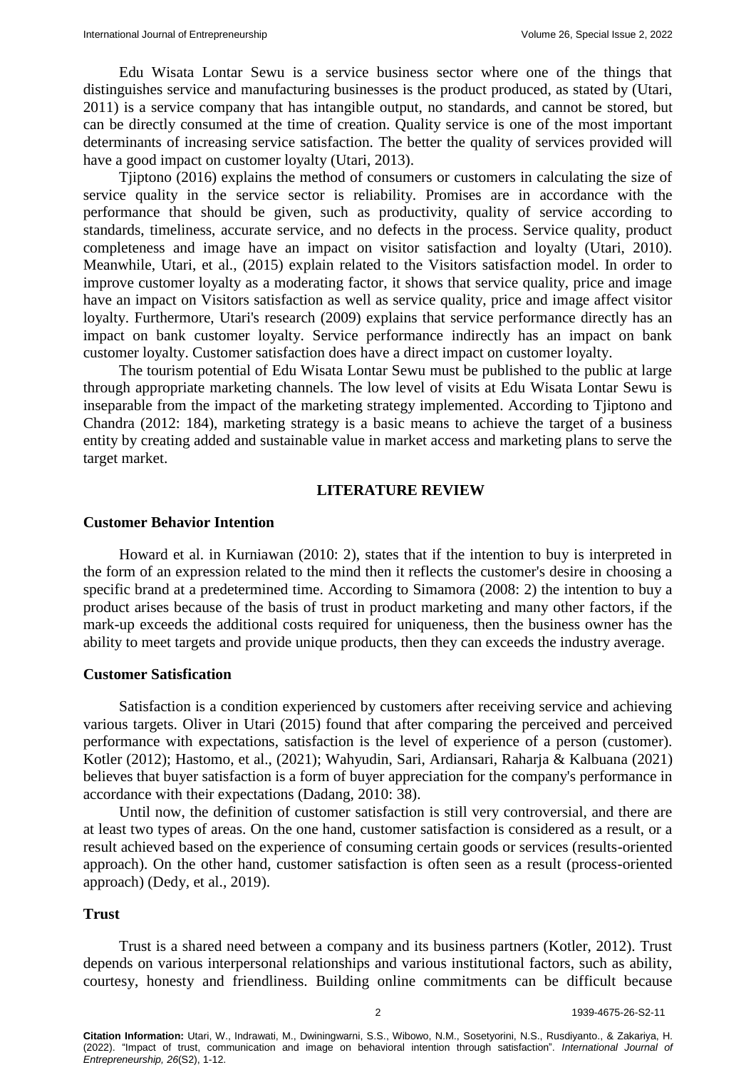Edu Wisata Lontar Sewu is a service business sector where one of the things that distinguishes service and manufacturing businesses is the product produced, as stated by (Utari, 2011) is a service company that has intangible output, no standards, and cannot be stored, but can be directly consumed at the time of creation. Quality service is one of the most important determinants of increasing service satisfaction. The better the quality of services provided will have a good impact on customer loyalty (Utari, 2013).

Tjiptono (2016) explains the method of consumers or customers in calculating the size of service quality in the service sector is reliability. Promises are in accordance with the performance that should be given, such as productivity, quality of service according to standards, timeliness, accurate service, and no defects in the process. Service quality, product completeness and image have an impact on visitor satisfaction and loyalty (Utari, 2010). Meanwhile, Utari, et al., (2015) explain related to the Visitors satisfaction model. In order to improve customer loyalty as a moderating factor, it shows that service quality, price and image have an impact on Visitors satisfaction as well as service quality, price and image affect visitor loyalty. Furthermore, Utari's research (2009) explains that service performance directly has an impact on bank customer loyalty. Service performance indirectly has an impact on bank customer loyalty. Customer satisfaction does have a direct impact on customer loyalty.

The tourism potential of Edu Wisata Lontar Sewu must be published to the public at large through appropriate marketing channels. The low level of visits at Edu Wisata Lontar Sewu is inseparable from the impact of the marketing strategy implemented. According to Tjiptono and Chandra (2012: 184), marketing strategy is a basic means to achieve the target of a business entity by creating added and sustainable value in market access and marketing plans to serve the target market.

## LITERATURE REVIEW

### Customer Behavior Intention

Howard et al. in Kurniawan (2010: 2), states that if the intention to buy is interpreted in the form of an expression related to the mind then it reflects the customer's desire in choosing a specific brand at a predetermined time. According to Simamora (2008: 2) the intention to buy a product arises because of the basis of trust in product marketing and many other factors, if the mark-up exceeds the additional costs required for uniqueness, then the business owner has the ability to meet targets and provide unique products, then they can exceeds the industry average.

### Customer Satisfication

Satisfaction is a condition experienced by customers after receiving service and achieving various targets. Oliver in Utari (2015) found that after comparing the perceived and perceived performance with expectations, satisfaction is the level of experience of a person (customer). Kotler (2012); Hastomo, et al., (2021); Wahyudin, Sari, Ardiansari, Raharja & Kalbuana (2021) believes that buyer satisfaction is a form of buyer appreciation for the company's performance in accordance with their expectations (Dadang, 2010: 38).

Until now, the definition of customer satisfaction is still very controversial, and there are at least two types of areas. On the one hand, customer satisfaction is considered as a result, or a result achieved based on the experience of consuming certain goods or services (results-oriented approach). On the other hand, customer satisfaction is often seen as a result (process-oriented approach) (Dedy, et al., 2019).

### Trust

Trust is a shared need between a company and its business partners (Kotler, 2012). Trust depends on various interpersonal relationships and various institutional factors, such as ability, courtesy, honesty and friendliness. Building online commitments can be difficult because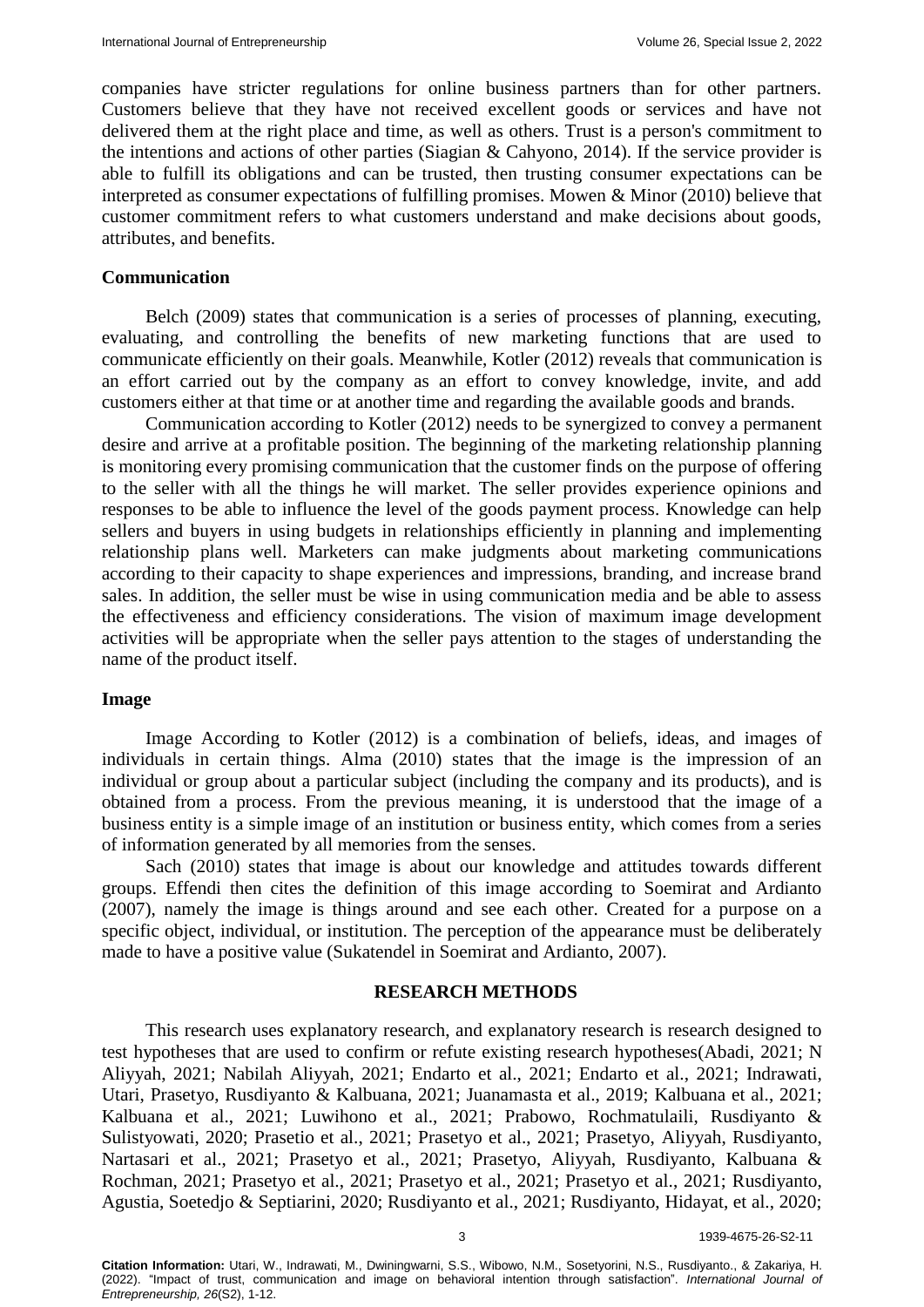companies have stricter regulations for online business partners than for other partners. Customers believe that they have not received excellent goods or services and have not delivered them at the right place and time, as well as others. Trust is a person's commitment to the intentions and actions of other parties (Siagian & Cahyono, 2014). If the service provider is able to fulfill its obligations and can be trusted, then trusting consumer expectations can be interpreted as consumer expectations of fulfilling promises. Mowen & Minor (2010) believe that customer commitment refers to what customers understand and make decisions about goods, attributes, and benefits.

## Communication

Belch (2009) states that communication is a series of processes of planning, executing, evaluating, and controlling the benefits of new marketing functions that are used to communicate efficiently on their goals. Meanwhile, Kotler (2012) reveals that communication is an effort carried out by the company as an effort to convey knowledge, invite, and add customers either at that time or at another time and regarding the available goods and brands.

Communication according to Kotler (2012) needs to be synergized to convey a permanent desire and arrive at a profitable position. The beginning of the marketing relationship planning is monitoring every promising communication that the customer finds on the purpose of offering to the seller with all the things he will market. The seller provides experience opinions and responses to be able to influence the level of the goods payment process. Knowledge can help sellers and buyers in using budgets in relationships efficiently in planning and implementing relationship plans well. Marketers can make judgments about marketing communications according to their capacity to shape experiences and impressions, branding, and increase brand sales. In addition, the seller must be wise in using communication media and be able to assess the effectiveness and efficiency considerations. The vision of maximum image development activities will be appropriate when the seller pays attention to the stages of understanding the name of the product itself.

## Image

Image According to Kotler (2012) is a combination of beliefs, ideas, and images of individuals in certain things. Alma (2010) states that the image is the impression of an individual or group about a particular subject (including the company and its products), and is obtained from a process. From the previous meaning, it is understood that the image of a business entity is a simple image of an institution or business entity, which comes from a series of information generated by all memories from the senses.

Sach (2010) states that image is about our knowledge and attitudes towards different groups. Effendi then cites the definition of this image according to Soemirat and Ardianto (2007), namely the image is things around and see each other. Created for a purpose on a specific object, individual, or institution. The perception of the appearance must be deliberately made to have a positive value (Sukatendel in Soemirat and Ardianto, 2007).

## RESEARCH METHODS

This research uses explanatory research, and explanatory research is research designed to test hypotheses that are used to confirm or refute existing research hypotheses(Abadi, 2021; N Aliyyah, 2021; Nabilah Aliyyah, 2021; Endarto et al., 2021; Endarto et al., 2021; Indrawati, Utari, Prasetyo, Rusdiyanto & Kalbuana, 2021; Juanamasta et al., 2019; Kalbuana et al., 2021; Kalbuana et al., 2021; Luwihono et al., 2021; Prabowo, Rochmatulaili, Rusdiyanto & Sulistyowati, 2020; Prasetio et al., 2021; Prasetyo et al., 2021; Prasetyo, Aliyyah, Rusdiyanto, Nartasari et al., 2021; Prasetyo et al., 2021; Prasetyo, Aliyyah, Rusdiyanto, Kalbuana & Rochman, 2021; Prasetyo et al., 2021; Prasetyo et al., 2021; Prasetyo et al., 2021; Rusdiyanto, Agustia, Soetedjo & Septiarini, 2020; Rusdiyanto et al., 2021; Rusdiyanto, Hidayat, et al., 2020;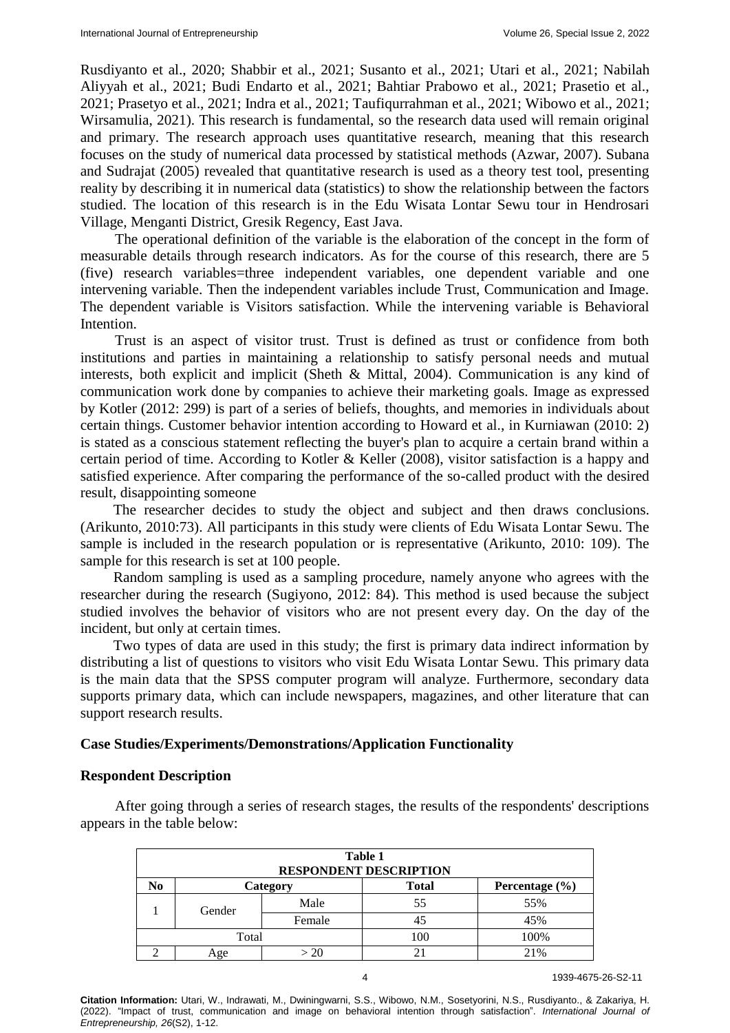Rusdiyanto et al., 2020; Shabbir et al., 2021; Susanto et al., 2021; Utari et al., 2021; Nabilah Aliyyah et al., 2021; Budi Endarto et al., 2021; Bahtiar Prabowo et al., 2021; Prasetio et al., 2021; Prasetyo et al., 2021; Indra et al., 2021; Taufiqurrahman et al., 2021; Wibowo et al., 2021; Wirsamulia, 2021). This research is fundamental, so the research data used will remain original and primary. The research approach uses quantitative research, meaning that this research focuses on the study of numerical data processed by statistical methods (Azwar, 2007). Subana and Sudrajat (2005) revealed that quantitative research is used as a theory test tool, presenting reality by describing it in numerical data (statistics) to show the relationship between the factors studied. The location of this research is in the Edu Wisata Lontar Sewu tour in Hendrosari Village, Menganti District, Gresik Regency, East Java.

The operational definition of the variable is the elaboration of the concept in the form of measurable details through research indicators. As for the course of this research, there are 5 (five) research variables=three independent variables, one dependent variable and one intervening variable. Then the independent variables include Trust, Communication and Image. The dependent variable is Visitors satisfaction. While the intervening variable is Behavioral Intention.

Trust is an aspect of visitor trust. Trust is defined as trust or confidence from both institutions and parties in maintaining a relationship to satisfy personal needs and mutual interests, both explicit and implicit (Sheth & Mittal, 2004). Communication is any kind of communication work done by companies to achieve their marketing goals. Image as expressed by Kotler (2012: 299) is part of a series of beliefs, thoughts, and memories in individuals about certain things. Customer behavior intention according to Howard et al., in Kurniawan (2010: 2) is stated as a conscious statement reflecting the buyer's plan to acquire a certain brand within a certain period of time. According to Kotler & Keller (2008), visitor satisfaction is a happy and satisfied experience. After comparing the performance of the so-called product with the desired result, disappointing someone

The researcher decides to study the object and subject and then draws conclusions. (Arikunto, 2010:73). All participants in this study were clients of Edu Wisata Lontar Sewu. The sample is included in the research population or is representative (Arikunto, 2010: 109). The sample for this research is set at 100 people.

Random sampling is used as a sampling procedure, namely anyone who agrees with the researcher during the research (Sugiyono, 2012: 84). This method is used because the subject studied involves the behavior of visitors who are not present every day. On the day of the incident, but only at certain times.

Two types of data are used in this study; the first is primary data indirect information by distributing a list of questions to visitors who visit Edu Wisata Lontar Sewu. This primary data is the main data that the SPSS computer program will analyze. Furthermore, secondary data supports primary data, which can include newspapers, magazines, and other literature that can support research results.

## Case Studies/Experiments/Demonstrations/Application Functionality

### Respondent Description

After going through a series of research stages, the results of the respondents' descriptions appears in the table below:

**Table 1**
**RESPONDENT DESCRIPTION**

| No | Category | | Total | Percentage (%) |
|---|---|---|---|---|
| 1 | Gender | Male | 55 | 55% |
| | | Female | 45 | 45% |
| Total | | | 100 | 100% |
| 2 | Age | > 20 | 21 | 21% |

**Citation Information:** Utari, W., Indrawati, M., Dwiningwarni, S.S., Wibowo, N.M., Sosetyorini, N.S., Rusdiyanto., & Zakariya, H. (2022). "Impact of trust, communication and image on behavioral intention through satisfaction". *International Journal of Entrepreneurship, 26*(S2), 1-12.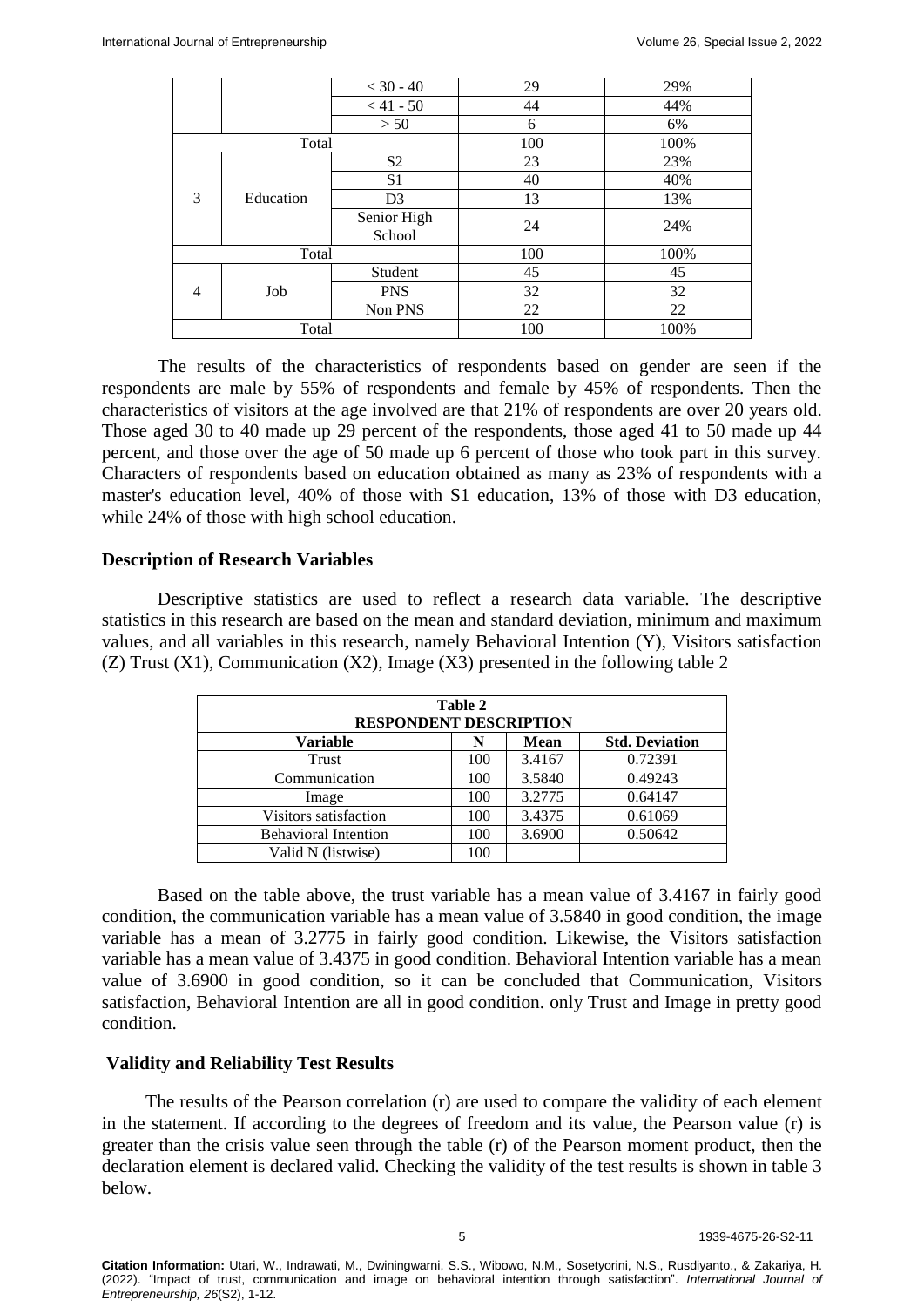| | | < 30 - 40 | 29 | 29% |
|---|---|---|---|---|
| | | < 41 - 50 | 44 | 44% |
| | | > 50 | 6 | 6% |
| Total | | | 100 | 100% |
| 3 | Education | S2 | 23 | 23% |
| | | S1 | 40 | 40% |
| | | D3 | 13 | 13% |
| | | Senior High School | 24 | 24% |
| Total | | | 100 | 100% |
| 4 | Job | Student | 45 | 45 |
| | | PNS | 32 | 32 |
| | | Non PNS | 22 | 22 |
| Total | | | 100 | 100% |

The results of the characteristics of respondents based on gender are seen if the respondents are male by 55% of respondents and female by 45% of respondents. Then the characteristics of visitors at the age involved are that 21% of respondents are over 20 years old. Those aged 30 to 40 made up 29 percent of the respondents, those aged 41 to 50 made up 44 percent, and those over the age of 50 made up 6 percent of those who took part in this survey. Characters of respondents based on education obtained as many as 23% of respondents with a master's education level, 40% of those with S1 education, 13% of those with D3 education, while 24% of those with high school education.

## Description of Research Variables

Descriptive statistics are used to reflect a research data variable. The descriptive statistics in this research are based on the mean and standard deviation, minimum and maximum values, and all variables in this research, namely Behavioral Intention (Y), Visitors satisfaction (Z) Trust (X1), Communication (X2), Image (X3) presented in the following table 2

**Table 2**
**RESPONDENT DESCRIPTION**

| Variable | N | Mean | Std. Deviation |
|---|---|---|---|
| Trust | 100 | 3.4167 | 0.72391 |
| Communication | 100 | 3.5840 | 0.49243 |
| Image | 100 | 3.2775 | 0.64147 |
| Visitors satisfaction | 100 | 3.4375 | 0.61069 |
| Behavioral Intention | 100 | 3.6900 | 0.50642 |
| Valid N (listwise) | 100 | | |

Based on the table above, the trust variable has a mean value of 3.4167 in fairly good condition, the communication variable has a mean value of 3.5840 in good condition, the image variable has a mean of 3.2775 in fairly good condition. Likewise, the Visitors satisfaction variable has a mean value of 3.4375 in good condition. Behavioral Intention variable has a mean value of 3.6900 in good condition, so it can be concluded that Communication, Visitors satisfaction, Behavioral Intention are all in good condition. only Trust and Image in pretty good condition.

## Validity and Reliability Test Results

The results of the Pearson correlation (r) are used to compare the validity of each element in the statement. If according to the degrees of freedom and its value, the Pearson value (r) is greater than the crisis value seen through the table (r) of the Pearson moment product, then the declaration element is declared valid. Checking the validity of the test results is shown in table 3 below.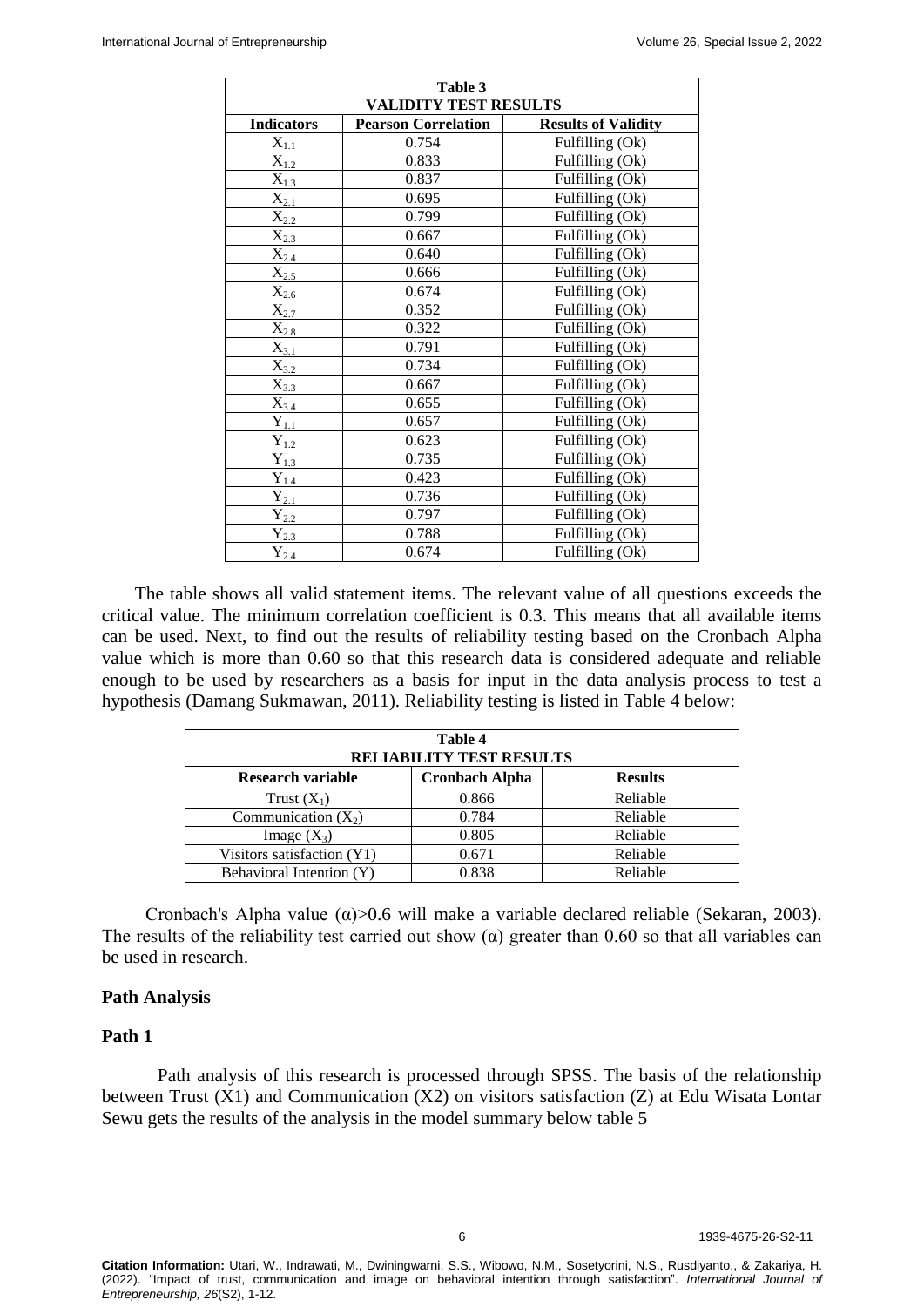| Table 3 | | |
|---|---|---|
| **VALIDITY TEST RESULTS** | | |
| **Indicators** | **Pearson Correlation** | **Results of Validity** |
| $X_{1.1}$ | 0.754 | Fulfilling (Ok) |
| $X_{1.2}$ | 0.833 | Fulfilling (Ok) |
| $X_{1.3}$ | 0.837 | Fulfilling (Ok) |
| $X_{2.1}$ | 0.695 | Fulfilling (Ok) |
| $X_{2.2}$ | 0.799 | Fulfilling (Ok) |
| $X_{2.3}$ | 0.667 | Fulfilling (Ok) |
| $X_{2.4}$ | 0.640 | Fulfilling (Ok) |
| $X_{2.5}$ | 0.666 | Fulfilling (Ok) |
| $X_{2.6}$ | 0.674 | Fulfilling (Ok) |
| $X_{2.7}$ | 0.352 | Fulfilling (Ok) |
| $X_{2.8}$ | 0.322 | Fulfilling (Ok) |
| $X_{3.1}$ | 0.791 | Fulfilling (Ok) |
| $X_{3.2}$ | 0.734 | Fulfilling (Ok) |
| $X_{3.3}$ | 0.667 | Fulfilling (Ok) |
| $X_{3.4}$ | 0.655 | Fulfilling (Ok) |
| $Y_{1.1}$ | 0.657 | Fulfilling (Ok) |
| $Y_{1.2}$ | 0.623 | Fulfilling (Ok) |
| $Y_{1.3}$ | 0.735 | Fulfilling (Ok) |
| $Y_{1.4}$ | 0.423 | Fulfilling (Ok) |
| $Y_{2.1}$ | 0.736 | Fulfilling (Ok) |
| $Y_{2.2}$ | 0.797 | Fulfilling (Ok) |
| $Y_{2.3}$ | 0.788 | Fulfilling (Ok) |
| $Y_{2.4}$ | 0.674 | Fulfilling (Ok) |

The table shows all valid statement items. The relevant value of all questions exceeds the critical value. The minimum correlation coefficient is 0.3. This means that all available items can be used. Next, to find out the results of reliability testing based on the Cronbach Alpha value which is more than 0.60 so that this research data is considered adequate and reliable enough to be used by researchers as a basis for input in the data analysis process to test a hypothesis (Damang Sukmawan, 2011). Reliability testing is listed in Table 4 below:

| Table 4 | | |
|---|---|---|
| **RELIABILITY TEST RESULTS** | | |
| **Research variable** | **Cronbach Alpha** | **Results** |
| Trust ($X_1$) | 0.866 | Reliable |
| Communication ($X_2$) | 0.784 | Reliable |
| Image ($X_3$) | 0.805 | Reliable |
| Visitors satisfaction (Y1) | 0.671 | Reliable |
| Behavioral Intention (Y) | 0.838 | Reliable |

Cronbach's Alpha value ($\alpha$)>0.6 will make a variable declared reliable (Sekaran, 2003). The results of the reliability test carried out show ($\alpha$) greater than 0.60 so that all variables can be used in research.

## Path Analysis

### Path 1

Path analysis of this research is processed through SPSS. The basis of the relationship between Trust (X1) and Communication (X2) on visitors satisfaction (Z) at Edu Wisata Lontar Sewu gets the results of the analysis in the model summary below table 5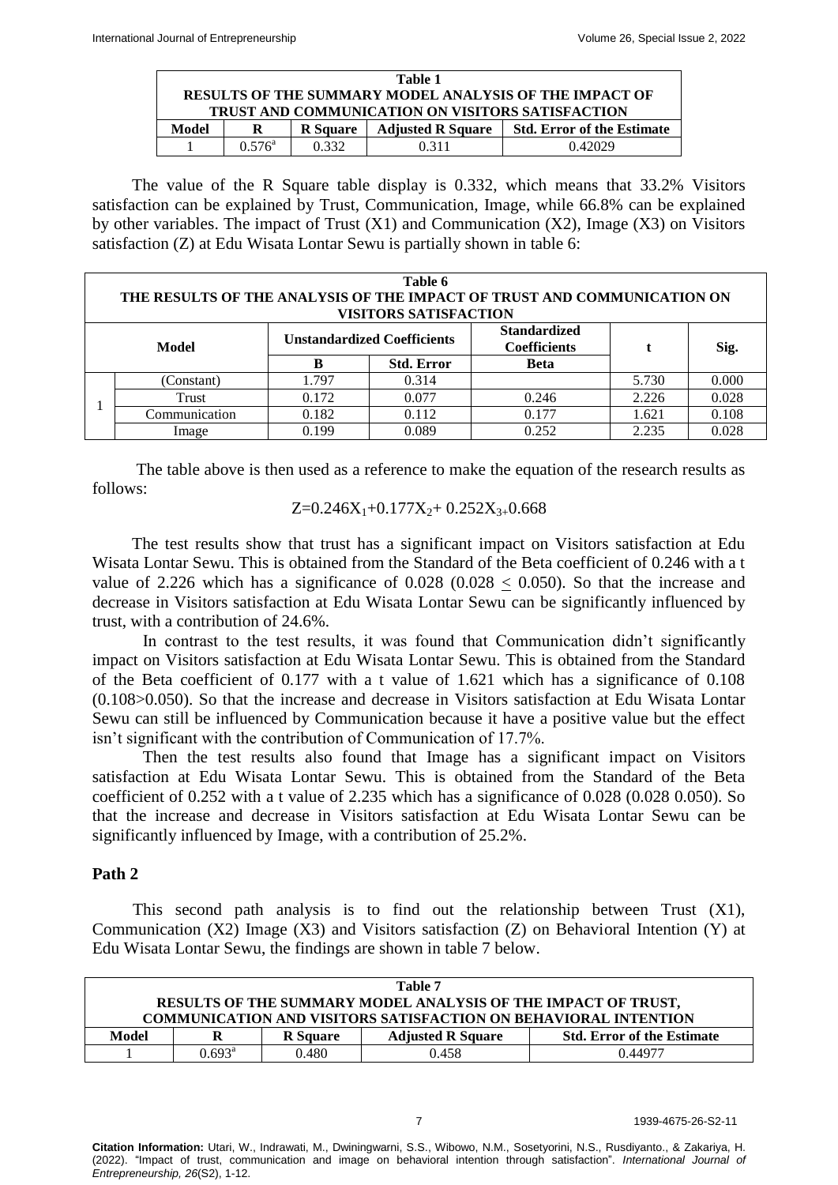| Table 1<br>RESULTS OF THE SUMMARY MODEL ANALYSIS OF THE IMPACT OF TRUST AND COMMUNICATION ON VISITORS SATISFACTION | | | | |
|---|---|---|---|---|
| **Model** | **R** | **R Square** | **Adjusted R Square** | **Std. Error of the Estimate** |
| 1 | 0.576[a] | 0.332 | 0.311 | 0.42029 |

The value of the R Square table display is 0.332, which means that 33.2% Visitors satisfaction can be explained by Trust, Communication, Image, while 66.8% can be explained by other variables. The impact of Trust (X1) and Communication (X2), Image (X3) on Visitors satisfaction (Z) at Edu Wisata Lontar Sewu is partially shown in table 6:

| Table 6<br>THE RESULTS OF THE ANALYSIS OF THE IMPACT OF TRUST AND COMMUNICATION ON VISITORS SATISFACTION | | | | | | |
|---|---|---|---|---|---|---|
| **Model** | | **Unstandardized Coefficients** | | **Standardized Coefficients** | **t** | **Sig.** |
| | | **B** | **Std. Error** | **Beta** | | |
| 1 | (Constant) | 1.797 | 0.314 | | 5.730 | 0.000 |
| | Trust | 0.172 | 0.077 | 0.246 | 2.226 | 0.028 |
| | Communication | 0.182 | 0.112 | 0.177 | 1.621 | 0.108 |
| | Image | 0.199 | 0.089 | 0.252 | 2.235 | 0.028 |

The table above is then used as a reference to make the equation of the research results as follows:

$$Z=0.246X_1+0.177X_2+0.252X_3+0.668$$

The test results show that trust has a significant impact on Visitors satisfaction at Edu Wisata Lontar Sewu. This is obtained from the Standard of the Beta coefficient of 0.246 with a t value of 2.226 which has a significance of 0.028 ($0.028 \leq 0.050$). So that the increase and decrease in Visitors satisfaction at Edu Wisata Lontar Sewu can be significantly influenced by trust, with a contribution of 24.6%.

In contrast to the test results, it was found that Communication didn't significantly impact on Visitors satisfaction at Edu Wisata Lontar Sewu. This is obtained from the Standard of the Beta coefficient of 0.177 with a t value of 1.621 which has a significance of 0.108 ($0.108>0.050$). So that the increase and decrease in Visitors satisfaction at Edu Wisata Lontar Sewu can still be influenced by Communication because it have a positive value but the effect isn't significant with the contribution of Communication of 17.7%.

Then the test results also found that Image has a significant impact on Visitors satisfaction at Edu Wisata Lontar Sewu. This is obtained from the Standard of the Beta coefficient of 0.252 with a t value of 2.235 which has a significance of 0.028 (0.028 0.050). So that the increase and decrease in Visitors satisfaction at Edu Wisata Lontar Sewu can be significantly influenced by Image, with a contribution of 25.2%.

## Path 2

This second path analysis is to find out the relationship between Trust (X1), Communication (X2) Image (X3) and Visitors satisfaction (Z) on Behavioral Intention (Y) at Edu Wisata Lontar Sewu, the findings are shown in table 7 below.

| Table 7<br>RESULTS OF THE SUMMARY MODEL ANALYSIS OF THE IMPACT OF TRUST, COMMUNICATION AND VISITORS SATISFACTION ON BEHAVIORAL INTENTION | | | | |
|---|---|---|---|---|
| **Model** | **R** | **R Square** | **Adjusted R Square** | **Std. Error of the Estimate** |
| 1 | 0.693[a] | 0.480 | 0.458 | 0.44977 |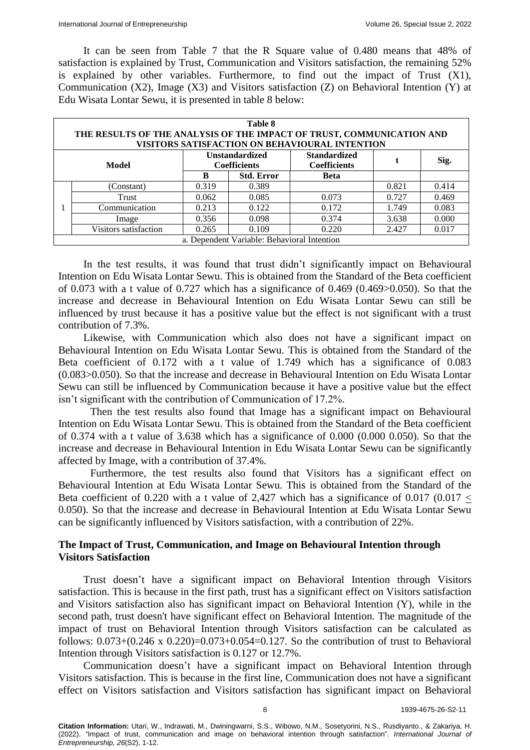It can be seen from Table 7 that the R Square value of 0.480 means that 48% of satisfaction is explained by Trust, Communication and Visitors satisfaction, the remaining 52% is explained by other variables. Furthermore, to find out the impact of Trust (X1), Communication (X2), Image (X3) and Visitors satisfaction (Z) on Behavioral Intention (Y) at Edu Wisata Lontar Sewu, it is presented in table 8 below:

**Table 8**
**THE RESULTS OF THE ANALYSIS OF THE IMPACT OF TRUST, COMMUNICATION AND VISITORS SATISFACTION ON BEHAVIOURAL INTENTION**

| Model | | Unstandardized Coefficients | | Standardized Coefficients | t | Sig. |
|---|---|---|---|---|---|---|
| | | B | Std. Error | Beta | | |
| 1 | (Constant) | 0.319 | 0.389 | | 0.821 | 0.414 |
| | Trust | 0.062 | 0.085 | 0.073 | 0.727 | 0.469 |
| | Communication | 0.213 | 0.122 | 0.172 | 1.749 | 0.083 |
| | Image | 0.356 | 0.098 | 0.374 | 3.638 | 0.000 |
| | Visitors satisfaction | 0.265 | 0.109 | 0.220 | 2.427 | 0.017 |

a. Dependent Variable: Behavioral Intention

In the test results, it was found that trust didn't significantly impact on Behavioural Intention on Edu Wisata Lontar Sewu. This is obtained from the Standard of the Beta coefficient of 0.073 with a t value of 0.727 which has a significance of 0.469 (0.469>0.050). So that the increase and decrease in Behavioural Intention on Edu Wisata Lontar Sewu can still be influenced by trust because it has a positive value but the effect is not significant with a trust contribution of 7.3%.

Likewise, with Communication which also does not have a significant impact on Behavioural Intention on Edu Wisata Lontar Sewu. This is obtained from the Standard of the Beta coefficient of 0.172 with a t value of 1.749 which has a significance of 0.083 (0.083>0.050). So that the increase and decrease in Behavioural Intention on Edu Wisata Lontar Sewu can still be influenced by Communication because it have a positive value but the effect isn't significant with the contribution of Communication of 17.2%.

Then the test results also found that Image has a significant impact on Behavioural Intention on Edu Wisata Lontar Sewu. This is obtained from the Standard of the Beta coefficient of 0.374 with a t value of 3.638 which has a significance of 0.000 (0.000 0.050). So that the increase and decrease in Behavioural Intention in Edu Wisata Lontar Sewu can be significantly affected by Image, with a contribution of 37.4%.

Furthermore, the test results also found that Visitors has a significant effect on Behavioural Intention at Edu Wisata Lontar Sewu. This is obtained from the Standard of the Beta coefficient of 0.220 with a t value of 2,427 which has a significance of 0.017 ($0.017 \leq 0.050$). So that the increase and decrease in Behavioural Intention at Edu Wisata Lontar Sewu can be significantly influenced by Visitors satisfaction, with a contribution of 22%.

## The Impact of Trust, Communication, and Image on Behavioural Intention through Visitors Satisfaction

Trust doesn't have a significant impact on Behavioral Intention through Visitors satisfaction. This is because in the first path, trust has a significant effect on Visitors satisfaction and Visitors satisfaction also has significant impact on Behavioral Intention (Y), while in the second path, trust doesn't have significant effect on Behavioral Intention. The magnitude of the impact of trust on Behavioral Intention through Visitors satisfaction can be calculated as follows: 0.073+(0.246 x 0.220)=0.073+0.054=0.127. So the contribution of trust to Behavioral Intention through Visitors satisfaction is 0.127 or 12.7%.

Communication doesn't have a significant impact on Behavioral Intention through Visitors satisfaction. This is because in the first line, Communication does not have a significant effect on Visitors satisfaction and Visitors satisfaction has significant impact on Behavioral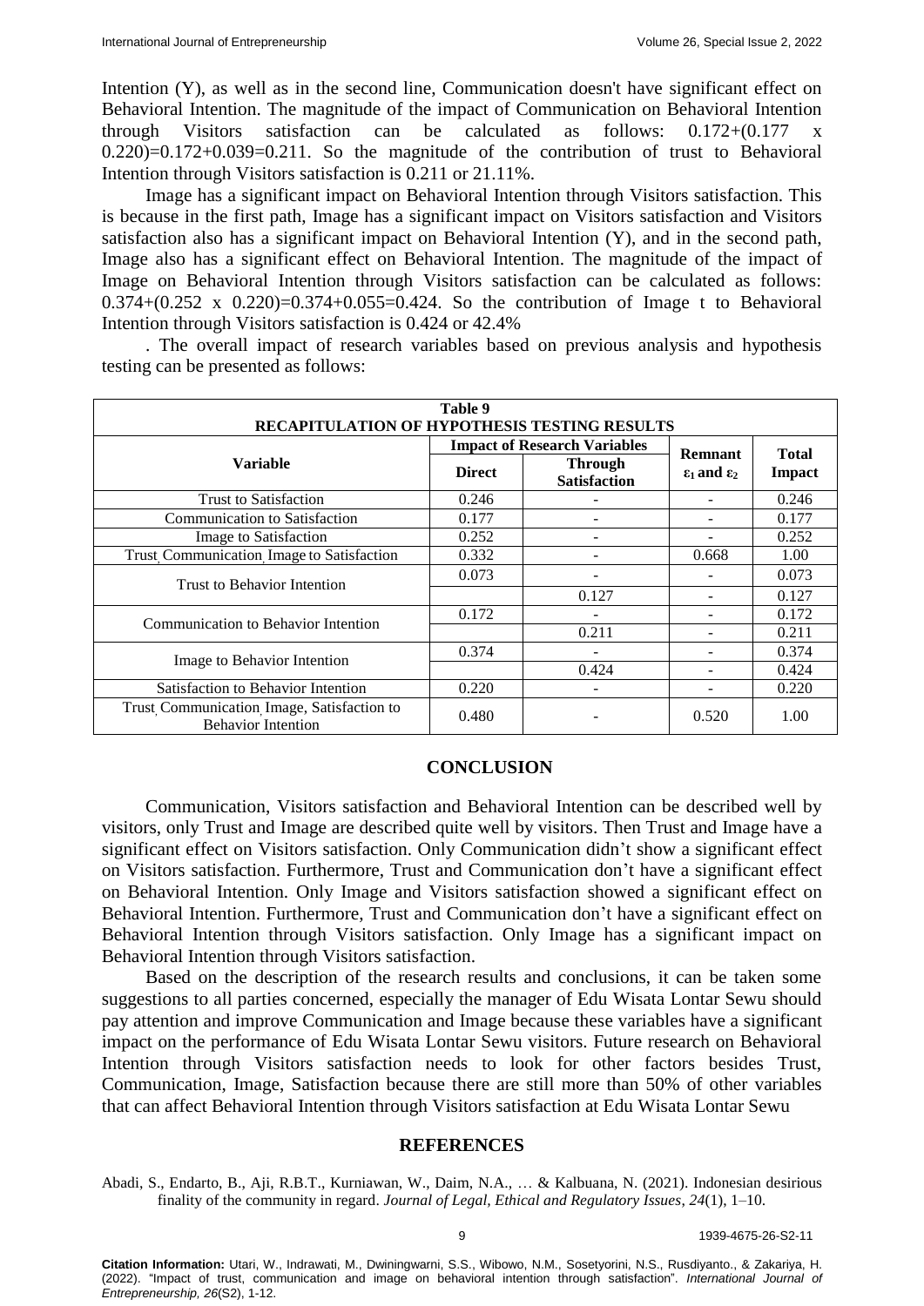Intention (Y), as well as in the second line, Communication doesn't have significant effect on Behavioral Intention. The magnitude of the impact of Communication on Behavioral Intention through Visitors satisfaction can be calculated as follows: 0.172+(0.177 x 0.220)=0.172+0.039=0.211. So the magnitude of the contribution of trust to Behavioral Intention through Visitors satisfaction is 0.211 or 21.11%.

Image has a significant impact on Behavioral Intention through Visitors satisfaction. This is because in the first path, Image has a significant impact on Visitors satisfaction and Visitors satisfaction also has a significant impact on Behavioral Intention (Y), and in the second path, Image also has a significant effect on Behavioral Intention. The magnitude of the impact of Image on Behavioral Intention through Visitors satisfaction can be calculated as follows: 0.374+(0.252 x 0.220)=0.374+0.055=0.424. So the contribution of Image t to Behavioral Intention through Visitors satisfaction is 0.424 or 42.4%

. The overall impact of research variables based on previous analysis and hypothesis testing can be presented as follows:

**Table 9**
**RECAPITULATION OF HYPOTHESIS TESTING RESULTS**

| Variable | Impact of Research Variables | | Remnant $\varepsilon_1$ and $\varepsilon_2$ | Total Impact |
|---|---|---|---|---|
| | Direct | Through Satisfaction | | |
| Trust to Satisfaction | 0.246 | - | - | 0.246 |
| Communication to Satisfaction | 0.177 | - | - | 0.177 |
| Image to Satisfaction | 0.252 | - | - | 0.252 |
| Trust, Communication, Image to Satisfaction | 0.332 | - | 0.668 | 1.00 |
| Trust to Behavior Intention | 0.073 | - | - | 0.073 |
| | | 0.127 | - | 0.127 |
| Communication to Behavior Intention | 0.172 | - | - | 0.172 |
| | | 0.211 | - | 0.211 |
| Image to Behavior Intention | 0.374 | - | - | 0.374 |
| | | 0.424 | - | 0.424 |
| Satisfaction to Behavior Intention | 0.220 | - | - | 0.220 |
| Trust, Communication, Image, Satisfaction to Behavior Intention | 0.480 | - | 0.520 | 1.00 |

## CONCLUSION

Communication, Visitors satisfaction and Behavioral Intention can be described well by visitors, only Trust and Image are described quite well by visitors. Then Trust and Image have a significant effect on Visitors satisfaction. Only Communication didn't show a significant effect on Visitors satisfaction. Furthermore, Trust and Communication don't have a significant effect on Behavioral Intention. Only Image and Visitors satisfaction showed a significant effect on Behavioral Intention. Furthermore, Trust and Communication don't have a significant effect on Behavioral Intention through Visitors satisfaction. Only Image has a significant impact on Behavioral Intention through Visitors satisfaction.

Based on the description of the research results and conclusions, it can be taken some suggestions to all parties concerned, especially the manager of Edu Wisata Lontar Sewu should pay attention and improve Communication and Image because these variables have a significant impact on the performance of Edu Wisata Lontar Sewu visitors. Future research on Behavioral Intention through Visitors satisfaction needs to look for other factors besides Trust, Communication, Image, Satisfaction because there are still more than 50% of other variables that can affect Behavioral Intention through Visitors satisfaction at Edu Wisata Lontar Sewu

## REFERENCES

Abadi, S., Endarto, B., Aji, R.B.T., Kurniawan, W., Daim, N.A., … & Kalbuana, N. (2021). Indonesian desirious finality of the community in regard. *Journal of Legal, Ethical and Regulatory Issues*, *24*(1), 1–10.

**Citation Information:** Utari, W., Indrawati, M., Dwiningwarni, S.S., Wibowo, N.M., Sosetyorini, N.S., Rusdiyanto., & Zakariya, H. (2022). "Impact of trust, communication and image on behavioral intention through satisfaction". *International Journal of Entrepreneurship, 26*(S2), 1-12.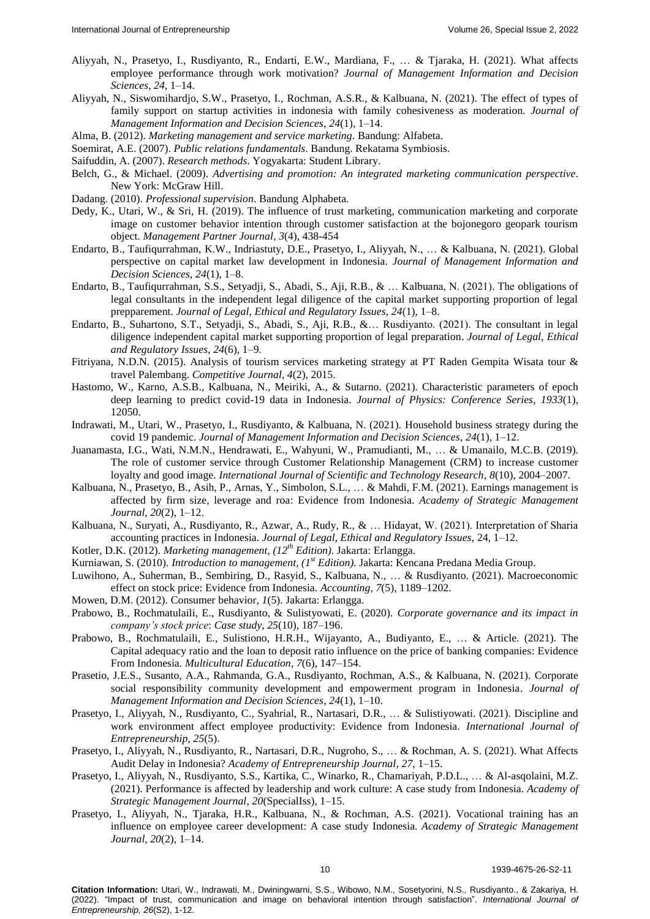Aliyyah, N., Prasetyo, I., Rusdiyanto, R., Endarti, E.W., Mardiana, F., … & Tjaraka, H. (2021). What affects employee performance through work motivation? *Journal of Management Information and Decision Sciences*, *24*, 1–14.

Aliyyah, N., Siswomihardjo, S.W., Prasetyo, I., Rochman, A.S.R., & Kalbuana, N. (2021). The effect of types of family support on startup activities in indonesia with family cohesiveness as moderation. *Journal of Management Information and Decision Sciences*, *24*(1), 1–14.

Alma, B. (2012). *Marketing management and service marketing*. Bandung: Alfabeta.

Soemirat, A.E. (2007). *Public relations fundamentals*. Bandung. Rekatama Symbiosis.

Saifuddin, A. (2007). *Research methods*. Yogyakarta: Student Library.

Belch, G., & Michael. (2009). *Advertising and promotion: An integrated marketing communication perspective*. New York: McGraw Hill.

Dadang. (2010). *Professional supervision*. Bandung Alphabeta.

Dedy, K., Utari, W., & Sri, H. (2019). The influence of trust marketing, communication marketing and corporate image on customer behavior intention through customer satisfaction at the bojonegoro geopark tourism object. *Management Partner Journal*, *3*(4), 438-454

Endarto, B., Taufiqurrahman, K.W., Indriastuty, D.E., Prasetyo, I., Aliyyah, N., … & Kalbuana, N. (2021). Global perspective on capital market law development in Indonesia. *Journal of Management Information and Decision Sciences*, *24*(1), 1–8.

Endarto, B., Taufiqurrahman, S.S., Setyadji, S., Abadi, S., Aji, R.B., & … Kalbuana, N. (2021). The obligations of legal consultants in the independent legal diligence of the capital market supporting proportion of legal preppairement. *Journal of Legal, Ethical and Regulatory Issues*, *24*(1), 1–8.

Endarto, B., Suhartono, S.T., Setyadji, S., Abadi, S., Aji, R.B., &… Rusdiyanto. (2021). The consultant in legal diligence independent capital market supporting proportion of legal preparation. *Journal of Legal, Ethical and Regulatory Issues*, *24*(6), 1–9.

Fitriyana, N.D.N. (2015). Analysis of tourism services marketing strategy at PT Raden Gempita Wisata tour & travel Palembang. *Competitive Journal*, *4*(2), 2015.

Hastomo, W., Karno, A.S.B., Kalbuana, N., Meiriki, A., & Sutarno. (2021). Characteristic parameters of epoch deep learning to predict covid-19 data in Indonesia. *Journal of Physics: Conference Series*, *1933*(1), 12050.

Indrawati, M., Utari, W., Prasetyo, I., Rusdiyanto, & Kalbuana, N. (2021). Household business strategy during the covid 19 pandemic. *Journal of Management Information and Decision Sciences*, *24*(1), 1–12.

Juanamasta, I.G., Wati, N.M.N., Hendrawati, E., Wahyuni, W., Pramudianti, M., … & Umanailo, M.C.B. (2019). The role of customer service through Customer Relationship Management (CRM) to increase customer loyalty and good image. *International Journal of Scientific and Technology Research*, *8*(10), 2004–2007.

Kalbuana, N., Prasetyo, B., Asih, P., Arnas, Y., Simbolon, S.L., … & Mahdi, F.M. (2021). Earnings management is affected by firm size, leverage and roa: Evidence from Indonesia. *Academy of Strategic Management Journal*, *20*(2), 1–12.

Kalbuana, N., Suryati, A., Rusdiyanto, R., Azwar, A., Rudy, R., & … Hidayat, W. (2021). Interpretation of Sharia accounting practices in Indonesia. *Journal of Legal, Ethical and Regulatory Issues*, 24, 1–12.

Kotler, D.K. (2012). *Marketing management, (12th Edition)*. Jakarta: Erlangga.

Kurniawan, S. (2010). *Introduction to management, (1st Edition).* Jakarta: Kencana Predana Media Group.

Luwihono, A., Suherman, B., Sembiring, D., Rasyid, S., Kalbuana, N., … & Rusdiyanto. (2021). Macroeconomic effect on stock price: Evidence from Indonesia. *Accounting*, *7*(5), 1189–1202.

Mowen, D.M. (2012). Consumer behavior*, 1*(5). Jakarta: Erlangga.

Prabowo, B., Rochmatulaili, E., Rusdiyanto, & Sulistyowati, E. (2020). *Corporate governance and its impact in company's stock price*: *Case study*, *25*(10), 187–196.

Prabowo, B., Rochmatulaili, E., Sulistiono, H.R.H., Wijayanto, A., Budiyanto, E., … & Article. (2021). The Capital adequacy ratio and the loan to deposit ratio influence on the price of banking companies: Evidence From Indonesia. *Multicultural Education*, *7*(6), 147–154.

Prasetio, J.E.S., Susanto, A.A., Rahmanda, G.A., Rusdiyanto, Rochman, A.S., & Kalbuana, N. (2021). Corporate social responsibility community development and empowerment program in Indonesia. *Journal of Management Information and Decision Sciences*, *24*(1), 1–10.

Prasetyo, I., Aliyyah, N., Rusdiyanto, C., Syahrial, R., Nartasari, D.R., … & Sulistiyowati. (2021). Discipline and work environment affect employee productivity: Evidence from Indonesia. *International Journal of Entrepreneurship*, *25*(5).

Prasetyo, I., Aliyyah, N., Rusdiyanto, R., Nartasari, D.R., Nugroho, S., … & Rochman, A. S. (2021). What Affects Audit Delay in Indonesia? *Academy of Entrepreneurship Journal*, *27*, 1–15.

Prasetyo, I., Aliyyah, N., Rusdiyanto, S.S., Kartika, C., Winarko, R., Chamariyah, P.D.L., … & Al-asqolaini, M.Z. (2021). Performance is affected by leadership and work culture: A case study from Indonesia. *Academy of Strategic Management Journal*, *20*(SpecialIss), 1–15.

Prasetyo, I., Aliyyah, N., Tjaraka, H.R., Kalbuana, N., & Rochman, A.S. (2021). Vocational training has an influence on employee career development: A case study Indonesia. *Academy of Strategic Management Journal*, *20*(2), 1–14.

**Citation Information:** Utari, W., Indrawati, M., Dwiningwarni, S.S., Wibowo, N.M., Sosetyorini, N.S., Rusdiyanto., & Zakariya, H. (2022). "Impact of trust, communication and image on behavioral intention through satisfaction". *International Journal of Entrepreneurship, 26*(S2), 1-12.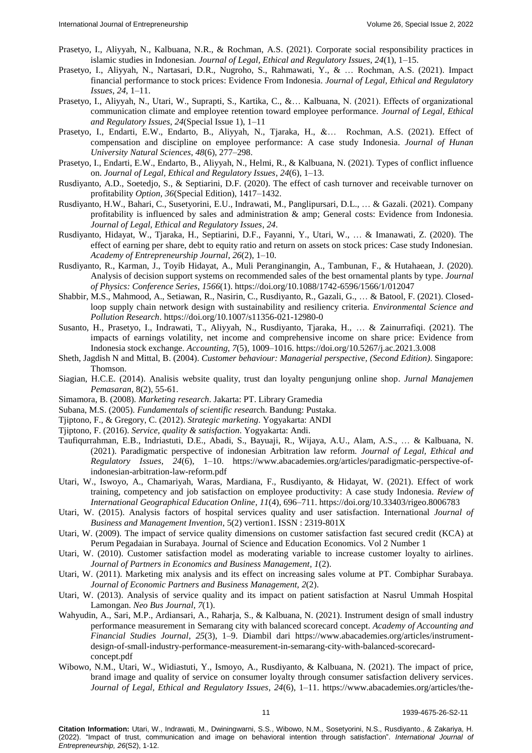Prasetyo, I., Aliyyah, N., Kalbuana, N.R., & Rochman, A.S. (2021). Corporate social responsibility practices in islamic studies in Indonesian. *Journal of Legal, Ethical and Regulatory Issues*, *24*(1), 1–15.

Prasetyo, I., Aliyyah, N., Nartasari, D.R., Nugroho, S., Rahmawati, Y., & … Rochman, A.S. (2021). Impact financial performance to stock prices: Evidence From Indonesia. *Journal of Legal, Ethical and Regulatory Issues*, *24*, 1–11.

Prasetyo, I., Aliyyah, N., Utari, W., Suprapti, S., Kartika, C., &… Kalbuana, N. (2021). Effects of organizational communication climate and employee retention toward employee performance. *Journal of Legal, Ethical and Regulatory Issues*, *24*(Special Issue 1), 1–11

Prasetyo, I., Endarti, E.W., Endarto, B., Aliyyah, N., Tjaraka, H., &… Rochman, A.S. (2021). Effect of compensation and discipline on employee performance: A case study Indonesia. *Journal of Hunan University Natural Sciences*, *48*(6), 277–298.

Prasetyo, I., Endarti, E.W., Endarto, B., Aliyyah, N., Helmi, R., & Kalbuana, N. (2021). Types of conflict influence on. *Journal of Legal, Ethical and Regulatory Issues*, *24*(6), 1–13.

Rusdiyanto, A.D., Soetedjo, S., & Septiarini, D.F. (2020). The effect of cash turnover and receivable turnover on profitability *Option*, *36*(Special Edition), 1417–1432.

Rusdiyanto, H.W., Bahari, C., Susetyorini, E.U., Indrawati, M., Panglipursari, D.L., … & Gazali. (2021). Company profitability is influenced by sales and administration & amp; General costs: Evidence from Indonesia. *Journal of Legal, Ethical and Regulatory Issues*, *24*.

Rusdiyanto, Hidayat, W., Tjaraka, H., Septiarini, D.F., Fayanni, Y., Utari, W., … & Imanawati, Z. (2020). The effect of earning per share, debt to equity ratio and return on assets on stock prices: Case study Indonesian. *Academy of Entrepreneurship Journal*, *26*(2), 1–10.

Rusdiyanto, R., Karman, J., Toyib Hidayat, A., Muli Peranginangin, A., Tambunan, F., & Hutahaean, J. (2020). Analysis of decision support systems on recommended sales of the best ornamental plants by type. *Journal of Physics: Conference Series*, *1566*(1). https://doi.org/10.1088/1742-6596/1566/1/012047

Shabbir, M.S., Mahmood, A., Setiawan, R., Nasirin, C., Rusdiyanto, R., Gazali, G., … & Batool, F. (2021). Closed-loop supply chain network design with sustainability and resiliency criteria. *Environmental Science and Pollution Research*. https://doi.org/10.1007/s11356-021-12980-0

Susanto, H., Prasetyo, I., Indrawati, T., Aliyyah, N., Rusdiyanto, Tjaraka, H., … & Zainurrafiqi. (2021). The impacts of earnings volatility, net income and comprehensive income on share price: Evidence from Indonesia stock exchange. *Accounting*, *7*(5), 1009–1016. https://doi.org/10.5267/j.ac.2021.3.008

Sheth, Jagdish N and Mittal, B. (2004). *Customer behaviour: Managerial perspective, (Second Edition)*. Singapore: Thomson.

Siagian, H.C.E. (2014). Analisis website quality, trust dan loyalty pengunjung online shop. *Jurnal Manajemen Pemasaran*, 8(2), 55-61.

Simamora, B. (2008). *Marketing research*. Jakarta: PT. Library Gramedia

Subana, M.S. (2005). *Fundamentals of scientific resea*rch. Bandung: Pustaka.

Tjiptono, F., & Gregory, C. (2012). *Strategic marketing*. Yogyakarta: ANDI

Tjiptono, F. (2016). *Service, quality & satisfaction*. Yogyakarta: Andi.

Taufiqurrahman, E.B., Indriastuti, D.E., Abadi, S., Bayuaji, R., Wijaya, A.U., Alam, A.S., … & Kalbuana, N. (2021). Paradigmatic perspective of indonesian Arbitration law reform. *Journal of Legal, Ethical and Regulatory Issues*, *24*(6), 1–10. https://www.abacademies.org/articles/paradigmatic-perspective-of-indonesian-arbitration-law-reform.pdf

Utari, W., Iswoyo, A., Chamariyah, Waras, Mardiana, F., Rusdiyanto, & Hidayat, W. (2021). Effect of work training, competency and job satisfaction on employee productivity: A case study Indonesia. *Review of International Geographical Education Online*, *11*(4), 696–711. https://doi.org/10.33403/rigeo.8006783

Utari, W. (2015). Analysis factors of hospital services quality and user satisfaction. International *Journal of Business and Management Invention*, 5(2) vertion1. ISSN : 2319-801X

Utari, W. (2009). The impact of service quality dimensions on customer satisfaction fast secured credit (KCA) at Perum Pegadaian in Surabaya. Journal of Science and Education Economics. Vol 2 Number 1

Utari, W. (2010). Customer satisfaction model as moderating variable to increase customer loyalty to airlines. *Journal of Partners in Economics and Business Management, 1*(2).

Utari, W. (2011). Marketing mix analysis and its effect on increasing sales volume at PT. Combiphar Surabaya. *Journal of Economic Partners and Business Management, 2*(2).

Utari, W. (2013). Analysis of service quality and its impact on patient satisfaction at Nasrul Ummah Hospital Lamongan. *Neo Bus Journal, 7*(1).

Wahyudin, A., Sari, M.P., Ardiansari, A., Raharja, S., & Kalbuana, N. (2021). Instrument design of small industry performance measurement in Semarang city with balanced scorecard concept. *Academy of Accounting and Financial Studies Journal*, *25*(3), 1–9. Diambil dari https://www.abacademies.org/articles/instrument-design-of-small-industry-performance-measurement-in-semarang-city-with-balanced-scorecard-concept.pdf

Wibowo, N.M., Utari, W., Widiastuti, Y., Ismoyo, A., Rusdiyanto, & Kalbuana, N. (2021). The impact of price, brand image and quality of service on consumer loyalty through consumer satisfaction delivery services. *Journal of Legal, Ethical and Regulatory Issues*, *24*(6), 1–11. https://www.abacademies.org/articles/the-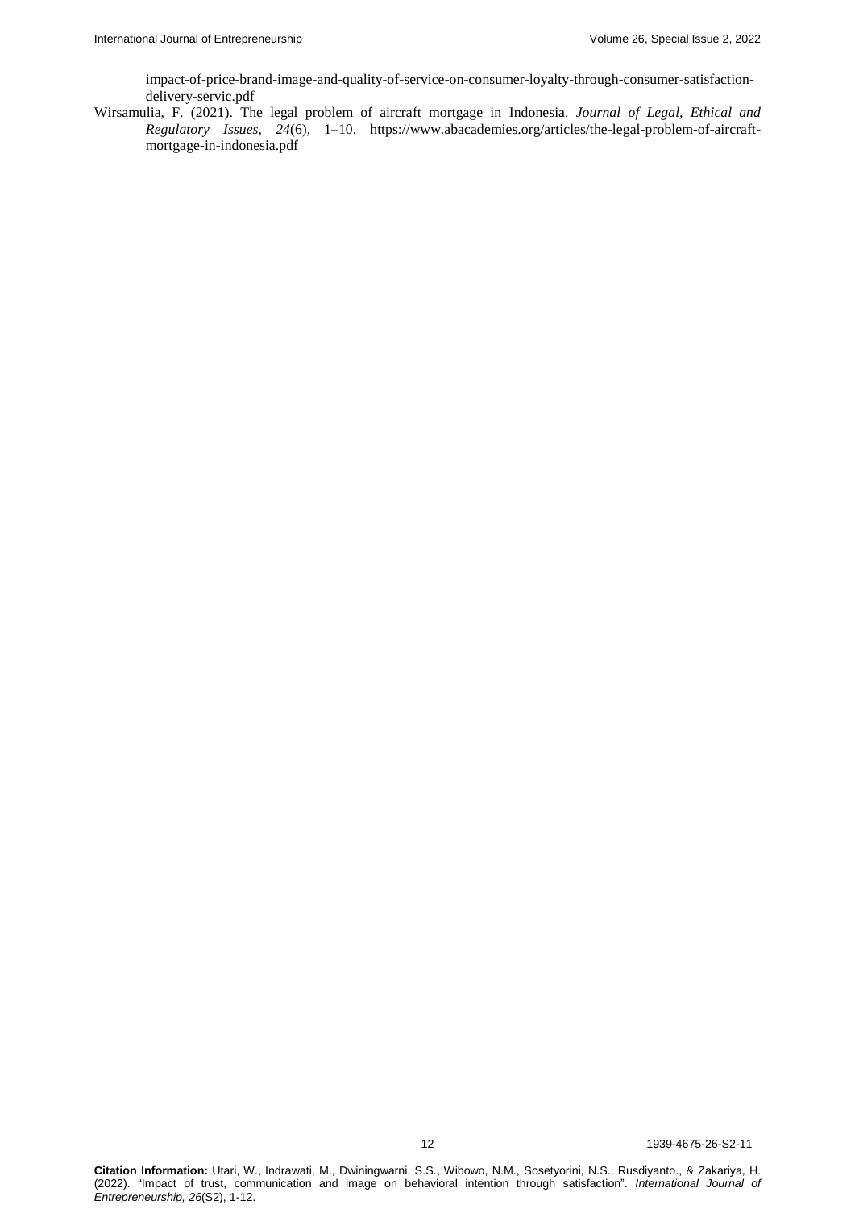impact-of-price-brand-image-and-quality-of-service-on-consumer-loyalty-through-consumer-satisfaction-delivery-servic.pdf

Wirsamulia, F. (2021). The legal problem of aircraft mortgage in Indonesia. *Journal of Legal, Ethical and Regulatory Issues*, *24*(6), 1–10. https://www.abacademies.org/articles/the-legal-problem-of-aircraft-mortgage-in-indonesia.pdf

**Citation Information:** Utari, W., Indrawati, M., Dwiningwarni, S.S., Wibowo, N.M., Sosetyorini, N.S., Rusdiyanto., & Zakariya, H. (2022). "Impact of trust, communication and image on behavioral intention through satisfaction". *International Journal of Entrepreneurship, 26*(S2), 1-12.